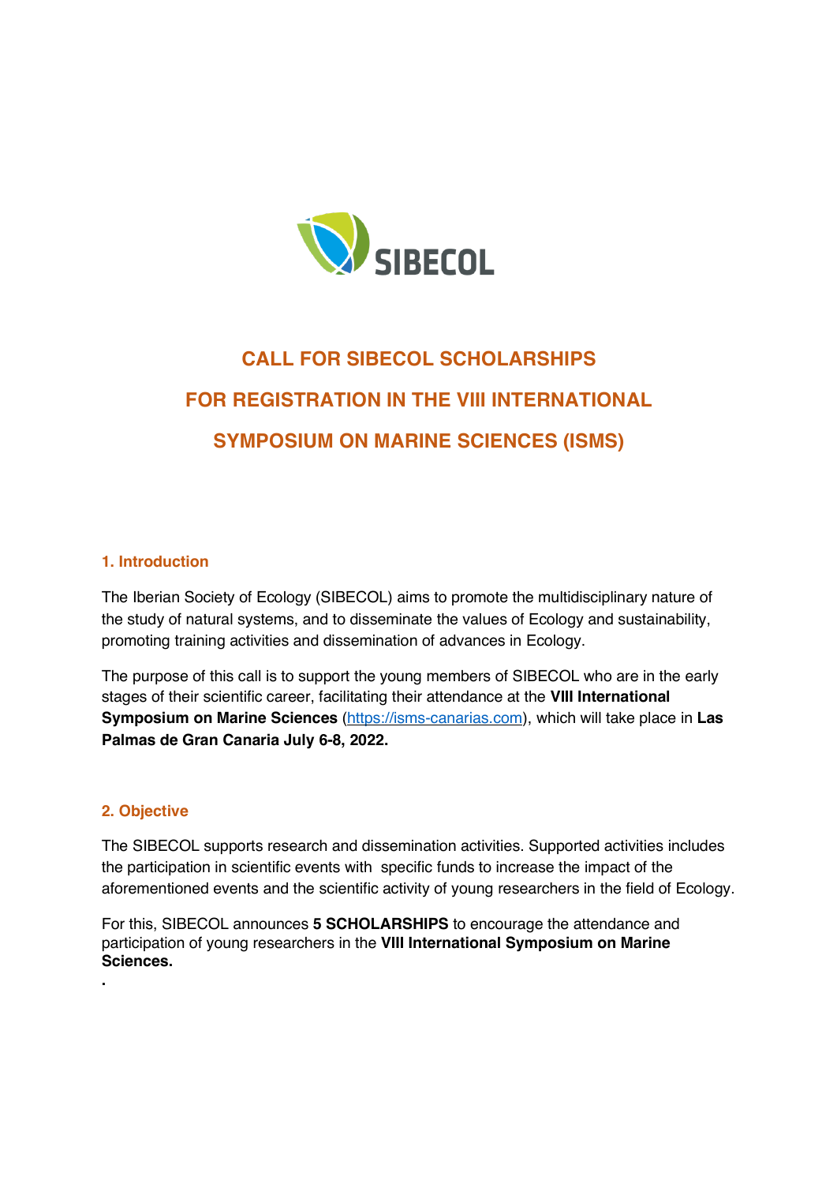SIBECOL

# CALL FOR SIBECOL SCHOLARSHIPS FOR REGISTRATION IN THE VIII INTERNATIONAL SYMPOSIUM ON MARINE SCIENCES (ISMS)

## 1. Introduction

The Iberian Society of Ecology (SIBECOL) aims to promote the multidisciplinary nature of the study of natural systems, and to disseminate the values of Ecology and sustainability, promoting training activities and dissemination of advances in Ecology.

The purpose of this call is to support the young members of SIBECOL who are in the early stages of their scientific career, facilitating their attendance at the **VIII International Symposium on Marine Sciences** (https://isms-canarias.com), which will take place in **Las Palmas de Gran Canaria July 6-8, 2022.**

## 2. Objective

The SIBECOL supports research and dissemination activities. Supported activities includes the participation in scientific events with specific funds to increase the impact of the aforementioned events and the scientific activity of young researchers in the field of Ecology.

For this, SIBECOL announces **5 SCHOLARSHIPS** to encourage the attendance and participation of young researchers in the **VIII International Symposium on Marine Sciences.**

.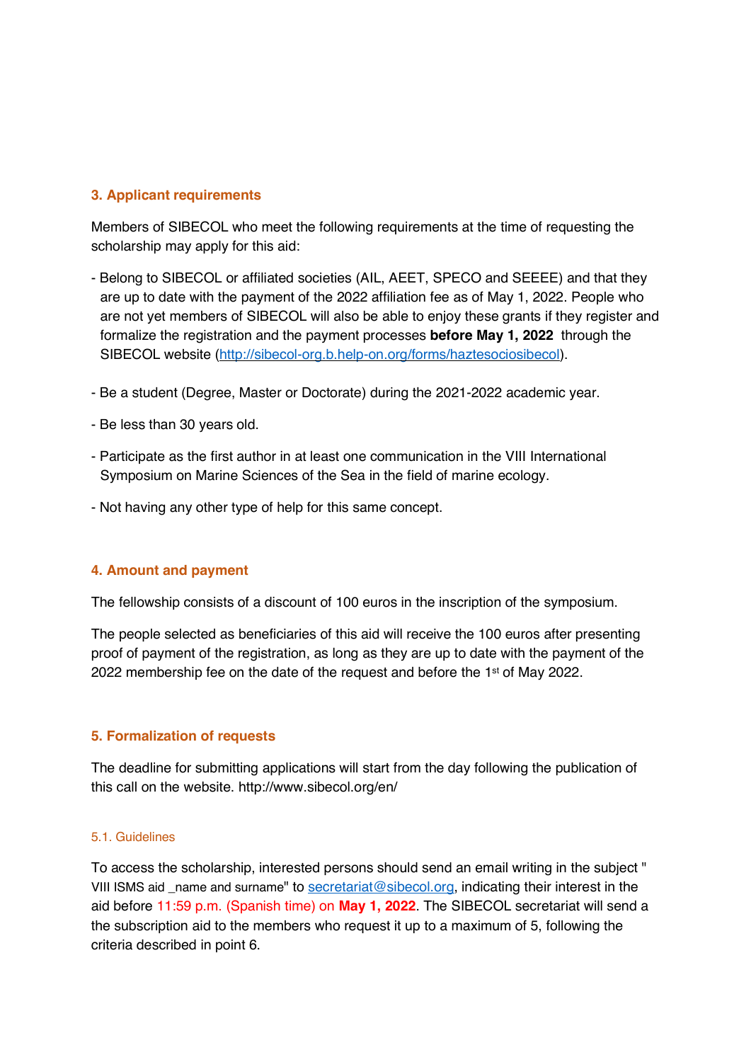## 3. Applicant requirements

Members of SIBECOL who meet the following requirements at the time of requesting the scholarship may apply for this aid:

- Belong to SIBECOL or affiliated societies (AIL, AEET, SPECO and SEEEE) and that they are up to date with the payment of the 2022 affiliation fee as of May 1, 2022. People who are not yet members of SIBECOL will also be able to enjoy these grants if they register and formalize the registration and the payment processes **before May 1, 2022** through the SIBECOL website ([http://sibecol-org.b.help-on.org/forms/haztesociosibecol](http://sibecol-org.b.help-on.org/forms/haztesociosibecol)).

- Be a student (Degree, Master or Doctorate) during the 2021-2022 academic year.

- Be less than 30 years old.

- Participate as the first author in at least one communication in the VIII International Symposium on Marine Sciences of the Sea in the field of marine ecology.

- Not having any other type of help for this same concept.

## 4. Amount and payment

The fellowship consists of a discount of 100 euros in the inscription of the symposium.

The people selected as beneficiaries of this aid will receive the 100 euros after presenting proof of payment of the registration, as long as they are up to date with the payment of the 2022 membership fee on the date of the request and before the 1st of May 2022.

## 5. Formalization of requests

The deadline for submitting applications will start from the day following the publication of this call on the website. http://www.sibecol.org/en/

### 5.1. Guidelines

To access the scholarship, interested persons should send an email writing in the subject " VIII ISMS aid _name and surname" to [secretariat@sibecol.org](mailto:secretariat@sibecol.org), indicating their interest in the aid before 11:59 p.m. (Spanish time) on **May 1, 2022**. The SIBECOL secretariat will send a the subscription aid to the members who request it up to a maximum of 5, following the criteria described in point 6.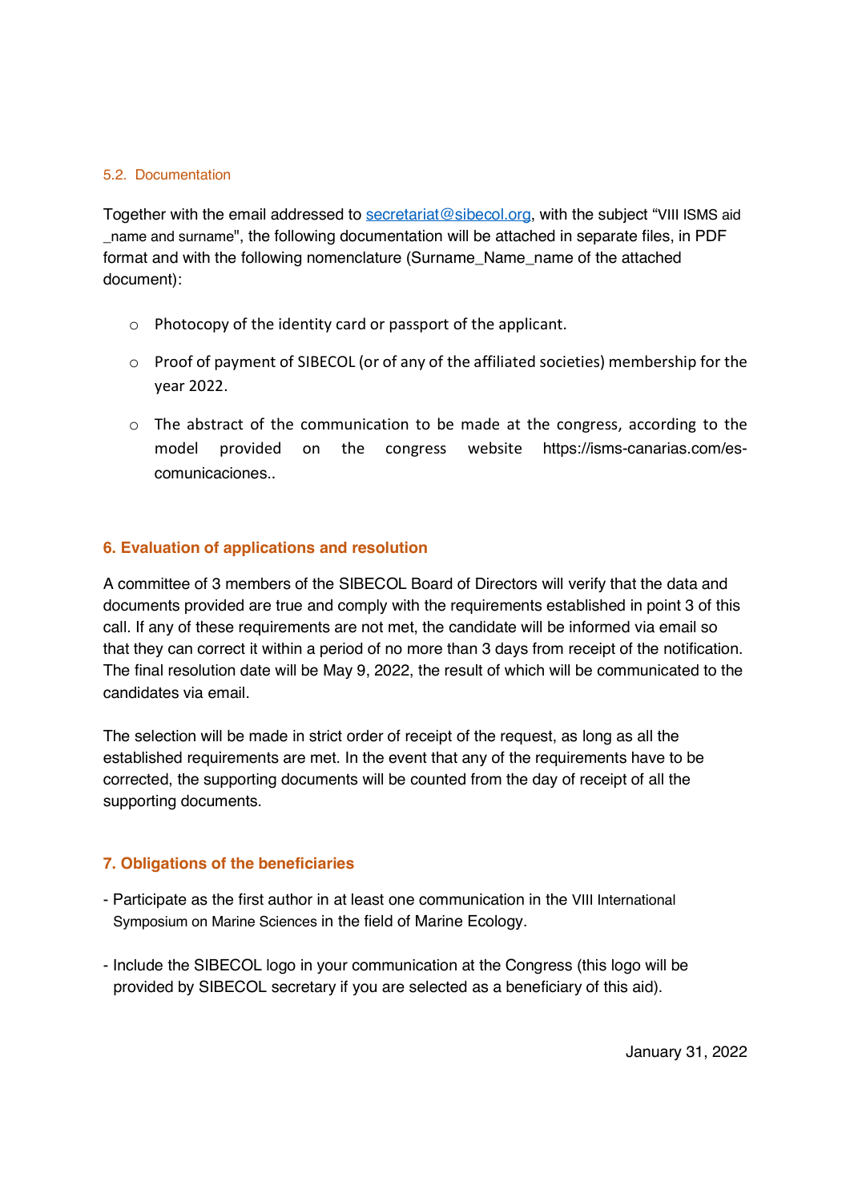### 5.2. Documentation

Together with the email addressed to secretariat@sibecol.org, with the subject "VIII ISMS aid _name and surname", the following documentation will be attached in separate files, in PDF format and with the following nomenclature (Surname_Name_name of the attached document):

- Photocopy of the identity card or passport of the applicant.
- Proof of payment of SIBECOL (or of any of the affiliated societies) membership for the year 2022.
- The abstract of the communication to be made at the congress, according to the model provided on the congress website https://isms-canarias.com/es-comunicaciones..

## 6. Evaluation of applications and resolution

A committee of 3 members of the SIBECOL Board of Directors will verify that the data and documents provided are true and comply with the requirements established in point 3 of this call. If any of these requirements are not met, the candidate will be informed via email so that they can correct it within a period of no more than 3 days from receipt of the notification. The final resolution date will be May 9, 2022, the result of which will be communicated to the candidates via email.

The selection will be made in strict order of receipt of the request, as long as all the established requirements are met. In the event that any of the requirements have to be corrected, the supporting documents will be counted from the day of receipt of all the supporting documents.

## 7. Obligations of the beneficiaries

- Participate as the first author in at least one communication in the VIII International Symposium on Marine Sciences in the field of Marine Ecology.
- Include the SIBECOL logo in your communication at the Congress (this logo will be provided by SIBECOL secretary if you are selected as a beneficiary of this aid).

January 31, 2022